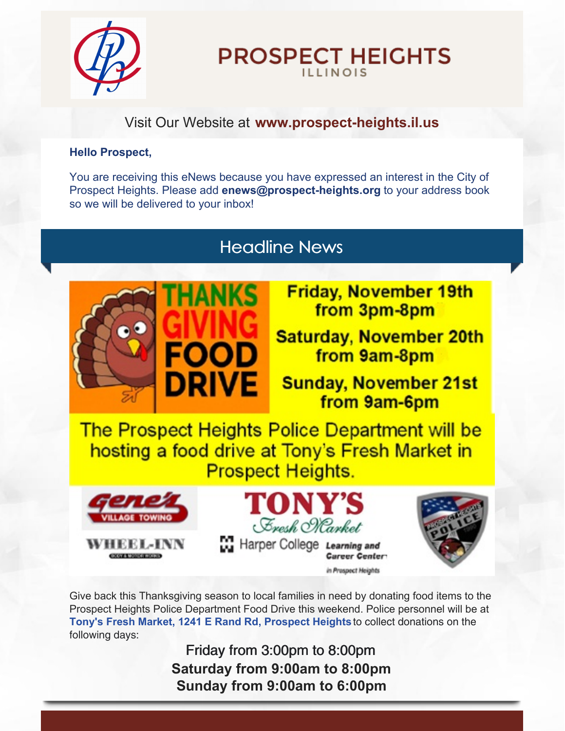# PROSPECT HEIGHTS
ILLINOIS

Visit Our Website at **www.prospect-heights.il.us**

**Hello Prospect,**

You are receiving this eNews because you have expressed an interest in the City of Prospect Heights. Please add **enews@prospect-heights.org** to your address book so we will be delivered to your inbox!

## Headline News

**THANKS GIVING FOOD DRIVE**

**Friday, November 19th from 3pm-8pm**

**Saturday, November 20th from 9am-8pm**

**Sunday, November 21st from 9am-6pm**

The Prospect Heights Police Department will be hosting a food drive at Tony's Fresh Market in Prospect Heights.

Gene's Village Towing · Wheel-Inn Body & Motor Works · Tony's Fresh Market · Harper College Learning and Career Center in Prospect Heights · Prospect Heights Police

Give back this Thanksgiving season to local families in need by donating food items to the Prospect Heights Police Department Food Drive this weekend. Police personnel will be at **Tony's Fresh Market, 1241 E Rand Rd, Prospect Heights** to collect donations on the following days:

Friday from 3:00pm to 8:00pm
**Saturday from 9:00am to 8:00pm**
**Sunday from 9:00am to 6:00pm**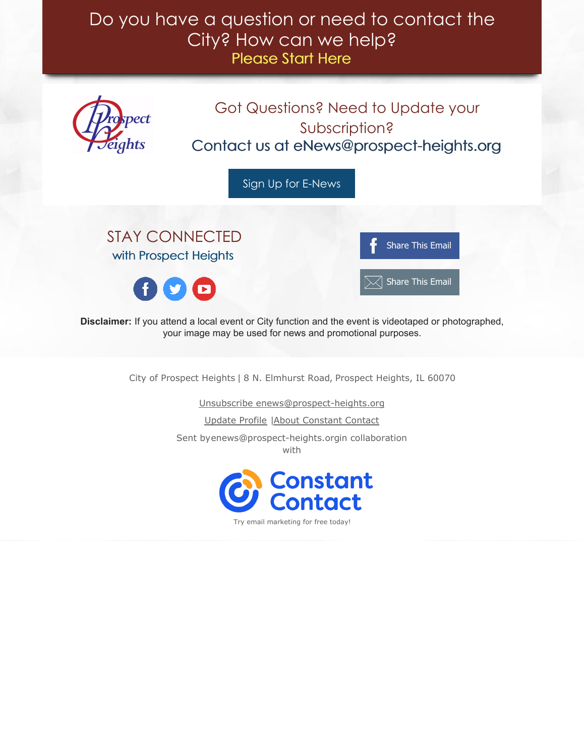Do you have a question or need to contact the City? How can we help?
Please Start Here

Got Questions? Need to Update your Subscription?
Contact us at eNews@prospect-heights.org

Sign Up for E-News

STAY CONNECTED
with Prospect Heights

Share This Email

Share This Email

**Disclaimer:** If you attend a local event or City function and the event is videotaped or photographed, your image may be used for news and promotional purposes.

City of Prospect Heights | 8 N. Elmhurst Road, Prospect Heights, IL 60070

Unsubscribe enews@prospect-heights.org

Update Profile |About Constant Contact

Sent byenews@prospect-heights.orgin collaboration with

Constant Contact

Try email marketing for free today!